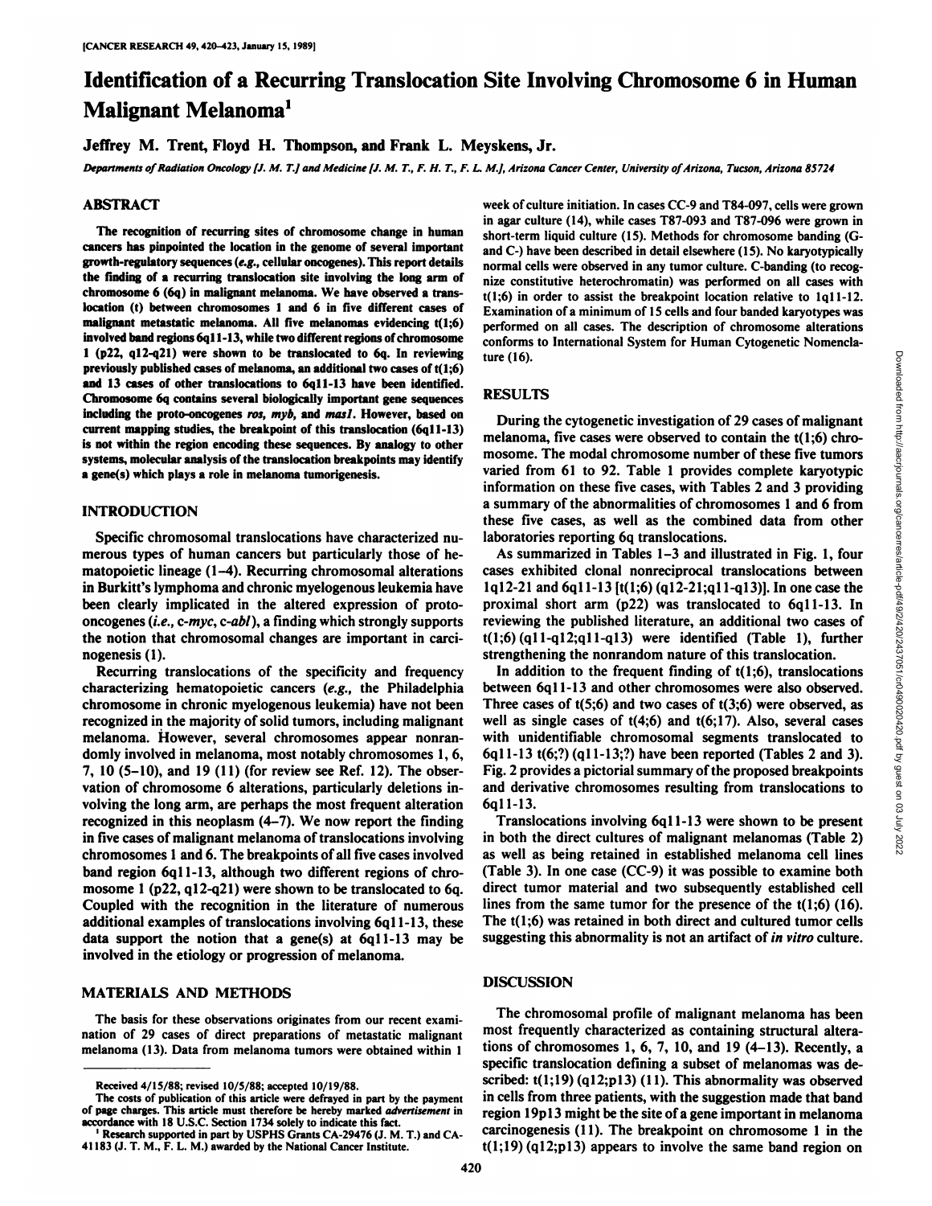# Identification of a Recurring Translocation Site Involving Chromosome 6 in Human Malignant Melanoma[1]

**Jeffrey M. Trent, Floyd H. Thompson, and Frank L. Meyskens, Jr.**

*Departments of Radiation Oncology [J. M. T.] and Medicine [J. M. T., F. H. T., F. L. M.], Arizona Cancer Center, University of Arizona, Tucson, Arizona 85724*

## ABSTRACT

The recognition of recurring sites of chromosome change in human cancers has pinpointed the location in the genome of several important growth-regulatory sequences (*e.g.*, cellular oncogenes). This report details the finding of a recurring translocation site involving the long arm of chromosome 6 (6q) in malignant melanoma. We have observed a translocation (t) between chromosomes 1 and 6 in five different cases of malignant metastatic melanoma. All five melanomas evidencing t(1;6) involved band regions 6q11-13, while two different regions of chromosome 1 (p22, q12-q21) were shown to be translocated to 6q. In reviewing previously published cases of melanoma, an additional two cases of t(1;6) and 13 cases of other translocations to 6q11-13 have been identified. Chromosome 6q contains several biologically important gene sequences including the proto-oncogenes *ros*, *myb*, and *mas1*. However, based on current mapping studies, the breakpoint of this translocation (6q11-13) is not within the region encoding these sequences. By analogy to other systems, molecular analysis of the translocation breakpoints may identify a gene(s) which plays a role in melanoma tumorigenesis.

## INTRODUCTION

Specific chromosomal translocations have characterized numerous types of human cancers but particularly those of hematopoietic lineage (1–4). Recurring chromosomal alterations in Burkitt's lymphoma and chronic myelogenous leukemia have been clearly implicated in the altered expression of proto-oncogenes (*i.e.*, c-*myc*, c-*abl*), a finding which strongly supports the notion that chromosomal changes are important in carcinogenesis (1).

Recurring translocations of the specificity and frequency characterizing hematopoietic cancers (*e.g.*, the Philadelphia chromosome in chronic myelogenous leukemia) have not been recognized in the majority of solid tumors, including malignant melanoma. However, several chromosomes appear nonrandomly involved in melanoma, most notably chromosomes 1, 6, 7, 10 (5–10), and 19 (11) (for review see Ref. 12). The observation of chromosome 6 alterations, particularly deletions involving the long arm, are perhaps the most frequent alteration recognized in this neoplasm (4–7). We now report the finding in five cases of malignant melanoma of translocations involving chromosomes 1 and 6. The breakpoints of all five cases involved band region 6q11-13, although two different regions of chromosome 1 (p22, q12-q21) were shown to be translocated to 6q. Coupled with the recognition in the literature of numerous additional examples of translocations involving 6q11-13, these data support the notion that a gene(s) at 6q11-13 may be involved in the etiology or progression of melanoma.

## MATERIALS AND METHODS

The basis for these observations originates from our recent examination of 29 cases of direct preparations of metastatic malignant melanoma (13). Data from melanoma tumors were obtained within 1 week of culture initiation. In cases CC-9 and T84-097, cells were grown in agar culture (14), while cases T87-093 and T87-096 were grown in short-term liquid culture (15). Methods for chromosome banding (G- and C-) have been described in detail elsewhere (15). No karyotypically normal cells were observed in any tumor culture. C-banding (to recognize constitutive heterochromatin) was performed on all cases with t(1;6) in order to assist the breakpoint location relative to 1q11-12. Examination of a minimum of 15 cells and four banded karyotypes was performed on all cases. The description of chromosome alterations conforms to International System for Human Cytogenetic Nomenclature (16).

## RESULTS

During the cytogenetic investigation of 29 cases of malignant melanoma, five cases were observed to contain the t(1;6) chromosome. The modal chromosome number of these five tumors varied from 61 to 92. Table 1 provides complete karyotypic information on these five cases, with Tables 2 and 3 providing a summary of the abnormalities of chromosomes 1 and 6 from these five cases, as well as the combined data from other laboratories reporting 6q translocations.

As summarized in Tables 1–3 and illustrated in Fig. 1, four cases exhibited clonal nonreciprocal translocations between 1q12-21 and 6q11-13 [t(1;6) (q12-21;q11-q13)]. In one case the proximal short arm (p22) was translocated to 6q11-13. In reviewing the published literature, an additional two cases of t(1;6) (q11-q12;q11-q13) were identified (Table 1), further strengthening the nonrandom nature of this translocation.

In addition to the frequent finding of t(1;6), translocations between 6q11-13 and other chromosomes were also observed. Three cases of t(5;6) and two cases of t(3;6) were observed, as well as single cases of t(4;6) and t(6;17). Also, several cases with unidentifiable chromosomal segments translocated to 6q11-13 t(6;?) (q11-13;?) have been reported (Tables 2 and 3). Fig. 2 provides a pictorial summary of the proposed breakpoints and derivative chromosomes resulting from translocations to 6q11-13.

Translocations involving 6q11-13 were shown to be present in both the direct cultures of malignant melanomas (Table 2) as well as being retained in established melanoma cell lines (Table 3). In one case (CC-9) it was possible to examine both direct tumor material and two subsequently established cell lines from the same tumor for the presence of the t(1;6) (16). The t(1;6) was retained in both direct and cultured tumor cells suggesting this abnormality is not an artifact of *in vitro* culture.

## DISCUSSION

The chromosomal profile of malignant melanoma has been most frequently characterized as containing structural alterations of chromosomes 1, 6, 7, 10, and 19 (4–13). Recently, a specific translocation defining a subset of melanomas was described: t(1;19) (q12;p13) (11). This abnormality was observed in cells from three patients, with the suggestion made that band region 19p13 might be the site of a gene important in melanoma carcinogenesis (11). The breakpoint on chromosome 1 in the t(1;19) (q12;p13) appears to involve the same band region on

---

Received 4/15/88; revised 10/5/88; accepted 10/19/88.

The costs of publication of this article were defrayed in part by the payment of page charges. This article must therefore be hereby marked *advertisement* in accordance with 18 U.S.C. Section 1734 solely to indicate this fact.

[1] Research supported in part by USPHS Grants CA-29476 (J. M. T.) and CA-41183 (J. T. M., F. L. M.) awarded by the National Cancer Institute.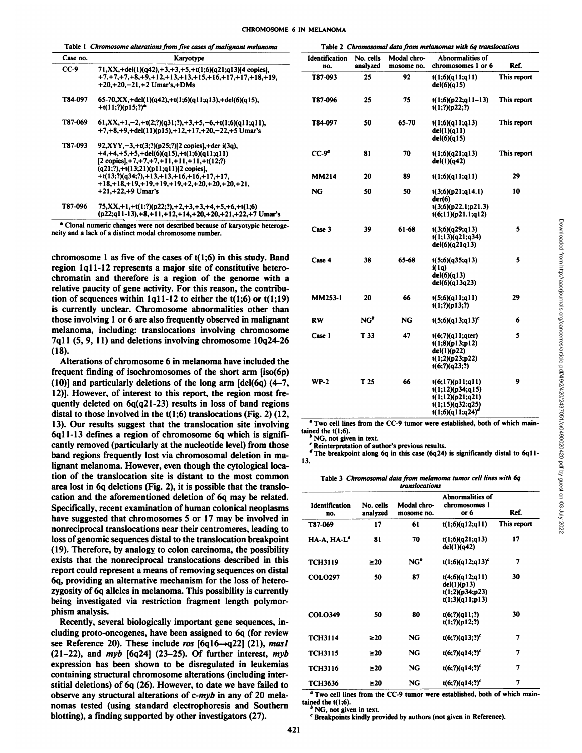Table 1 *Chromosome alterations from five cases of malignant melanoma*

| Case no. | Karyotype |
|---|---|
| CC-9 | 71,XX,+del(1)(q42),+3,+3,+5,+t(1;6)(q21;q13)[4 copies], +7,+7,+7,+8,+9,+12,+13,+13,+15,+16,+17,+17,+18,+19, +20,+20,−21,+2 Umar's,+DMs |
| T84-097 | 65-70,XX,+del(1)(q42),+t(1;6)(q11;q13),+del(6)(q15), +t(11;?)(p15;?)* |
| T87-069 | 61,XX,+1,−2,+t(2;?)(q31;?),+3,+5,−6,+t(1;6)(q11;q11), +7,+8,+9,+del(11)(p15),+12,+17,+20,−22,+5 Umar's |
| T87-093 | 92,XYY,−3,+t(3;?)(p25;?)[2 copies],+der i(3q), +4,+4,+5,+5,+del(6)(q15),+t(1;6)(q11;q11) [2 copies],+7,+7,+7,+11,+11,+11,+t(12;?) (q21;?),+t(13;21)(p11;q11)[2 copies], +t(13;?)(q34;?),+13,+13,+16,+16,+17,+17, +18,+18,+19,+19,+19,+19,+2,+20,+20,+20,+21, +21,+22,+9 Umar's |
| T87-096 | 75,XX,+1,+t(1:?)(p22;?),+2,+3,+3,+4,+5,+6,+t(1;6) (p22;q11-13),+8,+11,+12,+14,+20,+20,+21,+22,+7 Umar's |

* Clonal numeric changes were not described because of karyotypic heterogeneity and a lack of a distinct modal chromosome number.

chromosome 1 as five of the cases of t(1;6) in this study. Band region 1q11-12 represents a major site of constitutive heterochromatin and therefore is a region of the genome with a relative paucity of gene activity. For this reason, the contribution of sequences within 1q11-12 to either the t(1;6) or t(1;19) is currently unclear. Chromosome abnormalities other than those involving 1 or 6 are also frequently observed in malignant melanoma, including: translocations involving chromosome 7q11 (5, 9, 11) and deletions involving chromosome 10q24-26 (18).

Alterations of chromosome 6 in melanoma have included the frequent finding of isochromosomes of the short arm [iso(6p) (10)] and particularly deletions of the long arm [del(6q) (4–7, 12)]. However, of interest to this report, the region most frequently deleted on 6q(q21-23) results in loss of band regions distal to those involved in the t(1;6) translocations (Fig. 2) (12, 13). Our results suggest that the translocation site involving 6q11-13 defines a region of chromosome 6q which is significantly removed (particularly at the nucleotide level) from those band regions frequently lost via chromosomal deletion in malignant melanoma. However, even though the cytological location of the translocation site is distant to the most common area lost in 6q deletions (Fig. 2), it is possible that the translocation and the aforementioned deletion of 6q may be related. Specifically, recent examination of human colonical neoplasms have suggested that chromosomes 5 or 17 may be involved in nonreciprocal translocations near their centromeres, leading to loss of genomic sequences distal to the translocation breakpoint (19). Therefore, by analogy to colon carcinoma, the possibility exists that the nonreciprocal translocations described in this report could represent a means of removing sequences on distal 6q, providing an alternative mechanism for the loss of heterozygosity of 6q alleles in melanoma. This possibility is currently being investigated via restriction fragment length polymorphism analysis.

Recently, several biologically important gene sequences, including proto-oncogenes, have been assigned to 6q (for review see Reference 20). These include *ros* [6q16→q22] (21), *mas1* (21–22), and *myb* [6q24] (23–25). Of further interest, *myb* expression has been shown to be disregulated in leukemias containing structural chromosome alterations (including interstitial deletions) of 6q (26). However, to date we have failed to observe any structural alterations of c-*myb* in any of 20 melanomas tested (using standard electrophoresis and Southern blotting), a finding supported by other investigators (27).

Table 2 *Chromosomal data from melanomas with 6q translocations*

| Identification no. | No. cells analyzed | Modal chromosome no. | Abnormalities of chromosomes 1 or 6 | Ref. |
|---|---|---|---|---|
| T87-093 | 25 | 92 | t(1;6)(q11;q11) del(6)(q15) | This report |
| T87-096 | 25 | 75 | t(1;6)(p22;q11–13) t(1;?)(p22;?) | This report |
| T84-097 | 50 | 65-70 | t(1;6)(q11;q13) del(1)(q11) del(6)(q15) | This report |
| CC-9[a] | 81 | 70 | t(1;6)(q21;q13) del(1)(q42) | This report |
| MM214 | 20 | 89 | t(1;6)(q11;q11) | 29 |
| NG | 50 | 50 | t(3;6)(p21;q14.1) der(6) t(3;6)(p22.1;p21.3) t(6;11)(p21.1;q12) | 10 |
| Case 3 | 39 | 61-68 | t(3;6)(q29;q13) t(1;13)(q21;q34) del(6)(q21q13) | 5 |
| Case 4 | 38 | 65-68 | t(5;6)(q35;q13) i(1q) del(6)(q13) del(6)(q13q23) | 5 |
| MM253-1 | 20 | 66 | t(5;6)(q11;q11) t(1;?)(p13;?) | 29 |
| RW | NG[b] | NG | t(5;6)(q13;q13)[c] | 6 |
| Case 1 | T 33 | 47 | t(6;7)(q11;qter) t(1;8)(p13;p12) del(1)(p22) t(1;2)(p23;p22) t(6;?)(q23;?) | 5 |
| WP-2 | T 25 | 66 | t(6;17)(p11;q11) t(1;12)(p34;q15) t(1;12)(p21;q21) t(1;15)(q32:q25) t(1;6)(q11;q24)[d] | 9 |

[a] Two cell lines from the CC-9 tumor were established, both of which maintained the t(1;6).
[b] NG, not given in text.
[c] Reinterpretation of author's previous results.
[d] The breakpoint along 6q in this case (6q24) is significantly distal to 6q11-13.

Table 3 *Chromosomal data from melanoma tumor cell lines with 6q translocations*

| Identification no. | No. cells analyzed | Modal chromosome no. | Abnormalities of chromosomes 1 or 6 | Ref. |
|---|---|---|---|---|
| T87-069 | 17 | 61 | t(1;6)(q12;q11) | This report |
| HA-A, HA-L[a] | 81 | 70 | t(1;6)(q21;q13) del(1)(q42) | 17 |
| TCH3119 | ≥20 | NG[b] | t(1;6)(q12;q13)[c] | 7 |
| COLO297 | 50 | 87 | t(4;6)(q12;q11) del(1)(p13) t(1;2)(p34;p23) t(1;3)(q11;p13) | 30 |
| COLO349 | 50 | 80 | t(6;?)(q11;?) t(1;?)(p12;?) | 30 |
| TCH3114 | ≥20 | NG | t(6;?)(q13;?)[c] | 7 |
| TCH3115 | ≥20 | NG | t(6;?)(q14;?)[c] | 7 |
| TCH3116 | ≥20 | NG | t(6;?)(q14;?)[c] | 7 |
| TCH3636 | ≥20 | NG | t(6;?)(q14;?)[c] | 7 |

[a] Two cell lines from the CC-9 tumor were established, both of which maintained the t(1;6).
[b] NG, not given in text.
[c] Breakpoints kindly provided by authors (not given in Reference).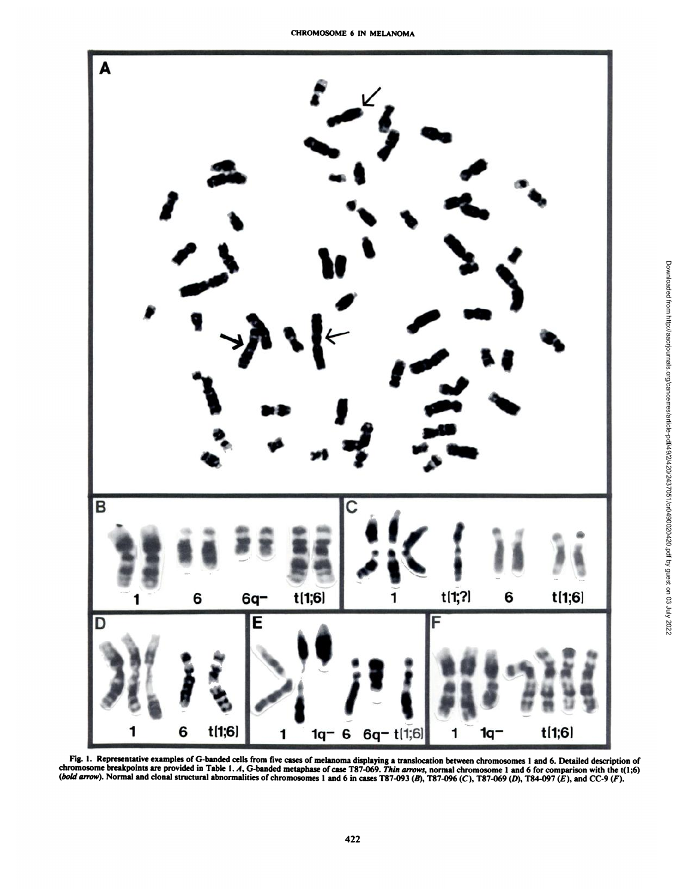Fig. 1. Representative examples of G-banded cells from five cases of melanoma displaying a translocation between chromosomes 1 and 6. Detailed description of chromosome breakpoints are provided in Table 1. *A*, G-banded metaphase of case T87-069. *Thin arrows*, normal chromosome 1 and 6 for comparison with the t(1;6) (*bold arrow*). Normal and clonal structural abnormalities of chromosomes 1 and 6 in cases T87-093 (*B*), T87-096 (*C*), T87-069 (*D*), T84-097 (*E*), and CC-9 (*F*).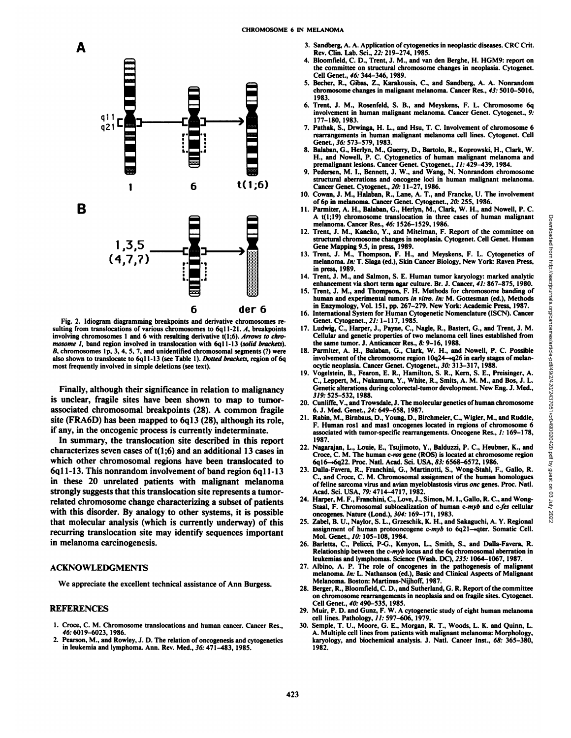A

q11
q21

1

6

t(1;6)

B

1,3,5
(4,7,?)

6

der 6

Fig. 2. Idiogram diagramming breakpoints and derivative chromosomes resulting from translocations of various chromosomes to 6q11-21. *A*, breakpoints involving chromosomes 1 and 6 with resulting derivative t(1;6). *Arrows to chromosome 1*, band region involved in translocation with 6q11-13 (*solid brackets*). *B*, chromosomes 1p, 3, 4, 5, 7, and unidentified chromosomal segments (?) were also shown to translocate to 6q11-13 (see Table 1). *Dotted brackets*, region of 6q most frequently involved in simple deletions (see text).

Finally, although their significance in relation to malignancy is unclear, fragile sites have been shown to map to tumor-associated chromosomal breakpoints (28). A common fragile site (FRA6D) has been mapped to 6q13 (28), although its role, if any, in the oncogenic process is currently indeterminate.

In summary, the translocation site described in this report characterizes seven cases of t(1;6) and an additional 13 cases in which other chromosomal regions have been translocated to 6q11-13. This nonrandom involvement of band region 6q11-13 in these 20 unrelated patients with malignant melanoma strongly suggests that this translocation site represents a tumor-related chromosome change characterizing a subset of patients with this disorder. By analogy to other systems, it is possible that molecular analysis (which is currently underway) of this recurring translocation site may identify sequences important in melanoma carcinogenesis.

## ACKNOWLEDGMENTS

We appreciate the excellent technical assistance of Ann Burgess.

## REFERENCES

1. Croce, C. M. Chromosome translocations and human cancer. Cancer Res., *46:* 6019–6023, 1986.
2. Pearson, M., and Rowley, J. D. The relation of oncogenesis and cytogenetics in leukemia and lymphoma. Ann. Rev. Med., *36:* 471–483, 1985.
3. Sandberg, A. A. Application of cytogenetics in neoplastic diseases. CRC Crit. Rev. Clin. Lab. Sci., *22:* 219–274, 1985.
4. Bloomfield, C. D., Trent, J. M., and van den Berghe, H. HGM9: report on the committee on structural chromosome changes in neoplasia. Cytogenet. Cell Genet., *46:* 344–346, 1989.
5. Becher, R., Gibas, Z., Karakousis, C., and Sandberg, A. A. Nonrandom chromosome changes in malignant melanoma. Cancer Res., *43:* 5010–5016, 1983.
6. Trent, J. M., Rosenfeld, S. B., and Meyskens, F. L. Chromosome 6q involvement in human malignant melanoma. Cancer Genet. Cytogenet., *9:* 177–180, 1983.
7. Pathak, S., Drwinga, H. L., and Hsu, T. C. Involvement of chromosome 6 rearrangements in human malignant melanoma cell lines. Cytogenet. Cell Genet., *36:* 573–579, 1983.
8. Balaban, G., Herlyn, M., Guerry, D., Bartolo, R., Koprowski, H., Clark, W. H., and Nowell, P. C. Cytogenetics of human malignant melanoma and premalignant lesions. Cancer Genet. Cytogenet., *11:* 429–439, 1984.
9. Pedersen, M. I., Bennett, J. W., and Wang, N. Nonrandom chromosome structural aberrations and oncogene loci in human malignant melanoma. Cancer Genet. Cytogenet., *20:* 11–27, 1986.
10. Cowan, J. M., Halaban, R., Lane, A. T., and Francke, U. The involvement of 6p in melanoma. Cancer Genet. Cytogenet., *20:* 255, 1986.
11. Parmiter, A. H., Balaban, G., Herlyn, M., Clark, W. H., and Nowell, P. C. A t(1;19) chromosome translocation in three cases of human malignant melanoma. Cancer Res., *46:* 1526–1529, 1986.
12. Trent, J. M., Kaneko, Y., and Mitelman, F. Report of the committee on structural chromosome changes in neoplasia. Cytogenet. Cell Genet. Human Gene Mapping 9.5, in press, 1989.
13. Trent, J. M., Thompson, F. H., and Meyskens, F. L. Cytogenetics of melanoma. *In:* T. Slaga (ed.), Skin Cancer Biology, New York: Raven Press, in press, 1989.
14. Trent, J. M., and Salmon, S. E. Human tumor karyology: marked analytic enhancement via short term agar culture. Br. J. Cancer, *41:* 867–875, 1980.
15. Trent, J. M., and Thompson, F. H. Methods for chromosome banding of human and experimental tumors *in vitro. In:* M. Gottesman (ed.), Methods in Enzymology, Vol. 151, pp. 267–279. New York: Academic Press, 1987.
16. International System for Human Cytogenetic Nomenclature (ISCN). Cancer Genet. Cytogenet., *21:* 1–117, 1985.
17. Ludwig, C., Harper, J., Payne, C., Nagle, R., Bastert, G., and Trent, J. M. Cellular and genetic properties of two melanoma cell lines established from the same tumor. J. Anticancer Res., *8:* 9–16, 1988.
18. Parmiter, A. H., Balaban, G., Clark, W. H., and Nowell, P. C. Possible involvement of the chromosome region 10q24→q26 in early stages of melanocytic neoplasia. Cancer Genet. Cytogenet., *30:* 313–317, 1988.
19. Vogelstein, B., Fearon, E. R., Hamilton, S. R., Kern, S. E., Preisinger, A. C., Leppert, M., Nakamura, Y., White, R., Smits, A. M. M., and Bos, J. L. Genetic alterations during colorectal-tumor development. New Eng. J. Med., *319:* 525–532, 1988.
20. Cunliffe, V., and Trowsdale, J. The molecular genetics of human chromosome 6. J. Med. Genet., *24:* 649–658, 1987.
21. Rabin, M., Birnbaus, D., Young, D., Birchmeier, C., Wigler, M., and Ruddle, F. Human ros1 and mas1 oncogenes located in regions of chromosome 6 associated with tumor-specific rearrangements. Oncogene Res., *1:* 169–178, 1987.
22. Nagarajan, L., Louie, E., Tsujimoto, Y., Balduzzi, P. C., Heubner, K., and Croce, C. M. The human c-*ros* gene (ROS) is located at chromosome region 6q16→6q22. Proc. Natl. Acad. Sci. USA, *83:* 6568–6572, 1986.
23. Dalla-Favera, R., Franchini, G., Martinotti, S., Wong-Stahl, F., Gallo, R. C., and Croce, C. M. Chromosomal assignment of the human homologues of feline sarcoma virus and avian myeloblastosis virus *onc* genes. Proc. Natl. Acad. Sci. USA, *79:* 4714–4717, 1982.
24. Harper, M. F., Franchini, C., Love, J., Simon, M. I., Gallo, R. C., and Wong-Staal, F. Chromosomal sublocalization of human c-*myb* and c-*fes* cellular oncogenes. Nature (Lond.), *304:* 169–171, 1983.
25. Zabel, B. U., Naylor, S. L., Grzeschik, K. H., and Sakaguchi, A. Y. Regional assignment of human protooncogene c-*myb* to 6q21→qter. Somatic Cell. Mol. Genet., *10:* 105–108, 1984.
26. Barletta, C., Pelicci, P-G., Kenyon, L., Smith, S., and Dalla-Favera, R. Relationship between the c-*myb* locus and the 6q chromosomal aberration in leukemias and lymphomas. Science (Wash. DC), *235:* 1064–1067, 1987.
27. Albino, A. P. The role of oncogenes in the pathogenesis of malignant melanoma. *In:* L. Nathanson (ed.), Basic and Clinical Aspects of Malignant Melanoma. Boston: Martinus-Nijhoff, 1987.
28. Berger, R., Bloomfield, C. D., and Sutherland, G. R. Report of the committee on chromosome rearrangements in neoplasia and on fragile sites. Cytogenet. Cell Genet., *40:* 490–535, 1985.
29. Muir, P. D. and Gunz, F. W. A cytogenetic study of eight human melanoma cell lines. Pathology, *11:* 597–606, 1979.
30. Semple, T. U., Moore, G. E., Morgan, R. T., Woods, L. K. and Quinn, L. A. Multiple cell lines from patients with malignant melanoma: Morphology, karyology, and biochemical analysis. J. Natl. Cancer Inst., *68:* 365–380, 1982.